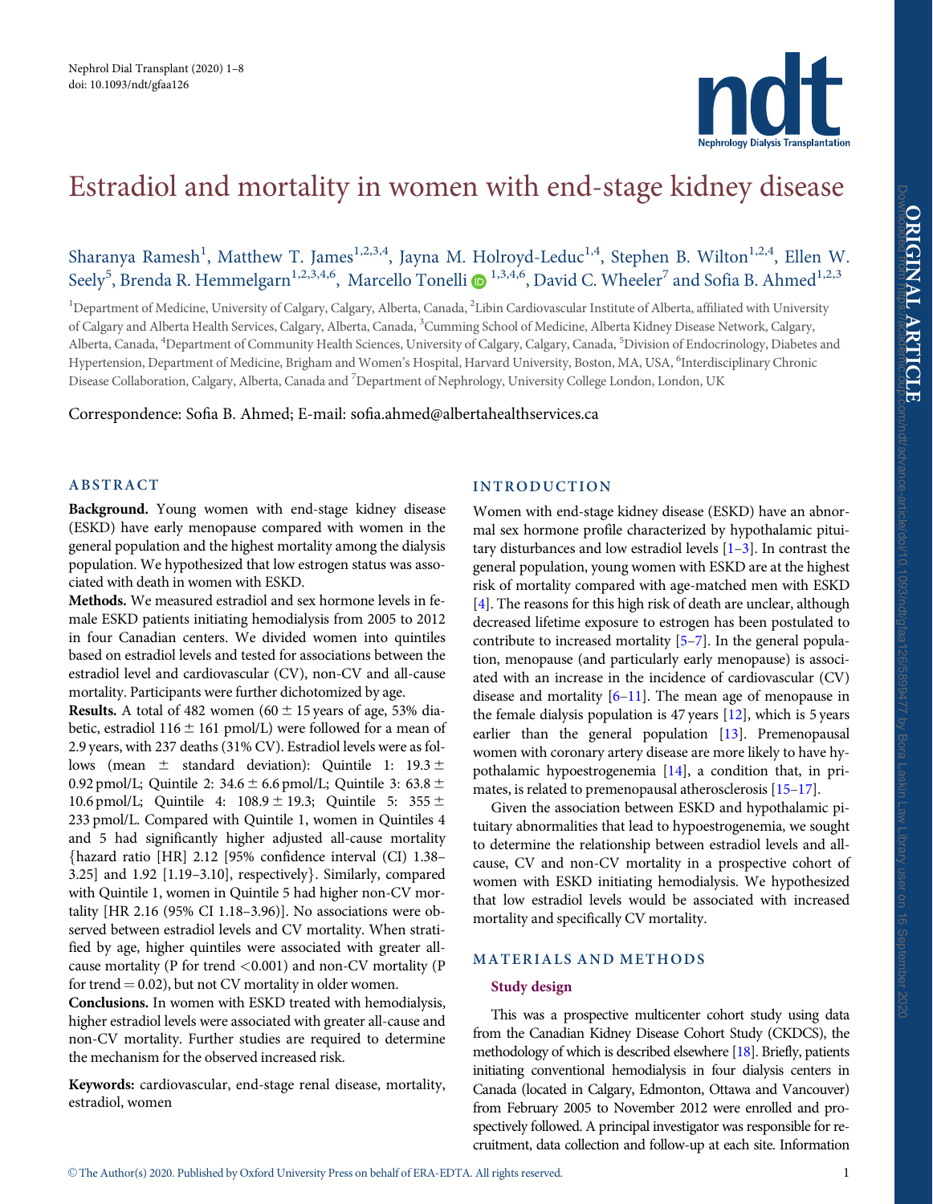# Estradiol and mortality in women with end-stage kidney disease

Sharanya Ramesh[1], Matthew T. James[1,2,3,4], Jayna M. Holroyd-Leduc[1,4], Stephen B. Wilton[1,2,4], Ellen W. Seely[5], Brenda R. Hemmelgarn[1,2,3,4,6], Marcello Tonelli[1,3,4,6], David C. Wheeler[7] and Sofia B. Ahmed[1,2,3]

[1]Department of Medicine, University of Calgary, Calgary, Alberta, Canada, [2]Libin Cardiovascular Institute of Alberta, affiliated with University of Calgary and Alberta Health Services, Calgary, Alberta, Canada, [3]Cumming School of Medicine, Alberta Kidney Disease Network, Calgary, Alberta, Canada, [4]Department of Community Health Sciences, University of Calgary, Calgary, Canada, [5]Division of Endocrinology, Diabetes and Hypertension, Department of Medicine, Brigham and Women's Hospital, Harvard University, Boston, MA, USA, [6]Interdisciplinary Chronic Disease Collaboration, Calgary, Alberta, Canada and [7]Department of Nephrology, University College London, London, UK

Correspondence: Sofia B. Ahmed; E-mail: sofia.ahmed@albertahealthservices.ca

## ABSTRACT

**Background.** Young women with end-stage kidney disease (ESKD) have early menopause compared with women in the general population and the highest mortality among the dialysis population. We hypothesized that low estrogen status was associated with death in women with ESKD.

**Methods.** We measured estradiol and sex hormone levels in female ESKD patients initiating hemodialysis from 2005 to 2012 in four Canadian centers. We divided women into quintiles based on estradiol levels and tested for associations between the estradiol level and cardiovascular (CV), non-CV and all-cause mortality. Participants were further dichotomized by age.

**Results.** A total of 482 women (60 ± 15 years of age, 53% diabetic, estradiol 116 ± 161 pmol/L) were followed for a mean of 2.9 years, with 237 deaths (31% CV). Estradiol levels were as follows (mean ± standard deviation): Quintile 1: 19.3 ± 0.92 pmol/L; Quintile 2: 34.6 ± 6.6 pmol/L; Quintile 3: 63.8 ± 10.6 pmol/L; Quintile 4: 108.9 ± 19.3; Quintile 5: 355 ± 233 pmol/L. Compared with Quintile 1, women in Quintiles 4 and 5 had significantly higher adjusted all-cause mortality {hazard ratio [HR] 2.12 [95% confidence interval (CI) 1.38–3.25] and 1.92 [1.19–3.10], respectively}. Similarly, compared with Quintile 1, women in Quintile 5 had higher non-CV mortality [HR 2.16 (95% CI 1.18–3.96)]. No associations were observed between estradiol levels and CV mortality. When stratified by age, higher quintiles were associated with greater all-cause mortality (P for trend <0.001) and non-CV mortality (P for trend = 0.02), but not CV mortality in older women.

**Conclusions.** In women with ESKD treated with hemodialysis, higher estradiol levels were associated with greater all-cause and non-CV mortality. Further studies are required to determine the mechanism for the observed increased risk.

**Keywords:** cardiovascular, end-stage renal disease, mortality, estradiol, women

## INTRODUCTION

Women with end-stage kidney disease (ESKD) have an abnormal sex hormone profile characterized by hypothalamic pituitary disturbances and low estradiol levels [1–3]. In contrast the general population, young women with ESKD are at the highest risk of mortality compared with age-matched men with ESKD [4]. The reasons for this high risk of death are unclear, although decreased lifetime exposure to estrogen has been postulated to contribute to increased mortality [5–7]. In the general population, menopause (and particularly early menopause) is associated with an increase in the incidence of cardiovascular (CV) disease and mortality [6–11]. The mean age of menopause in the female dialysis population is 47 years [12], which is 5 years earlier than the general population [13]. Premenopausal women with coronary artery disease are more likely to have hypothalamic hypoestrogenemia [14], a condition that, in primates, is related to premenopausal atherosclerosis [15–17].

Given the association between ESKD and hypothalamic pituitary abnormalities that lead to hypoestrogenemia, we sought to determine the relationship between estradiol levels and all-cause, CV and non-CV mortality in a prospective cohort of women with ESKD initiating hemodialysis. We hypothesized that low estradiol levels would be associated with increased mortality and specifically CV mortality.

## MATERIALS AND METHODS

### Study design

This was a prospective multicenter cohort study using data from the Canadian Kidney Disease Cohort Study (CKDCS), the methodology of which is described elsewhere [18]. Briefly, patients initiating conventional hemodialysis in four dialysis centers in Canada (located in Calgary, Edmonton, Ottawa and Vancouver) from February 2005 to November 2012 were enrolled and prospectively followed. A principal investigator was responsible for recruitment, data collection and follow-up at each site. Information

© The Author(s) 2020. Published by Oxford University Press on behalf of ERA-EDTA. All rights reserved.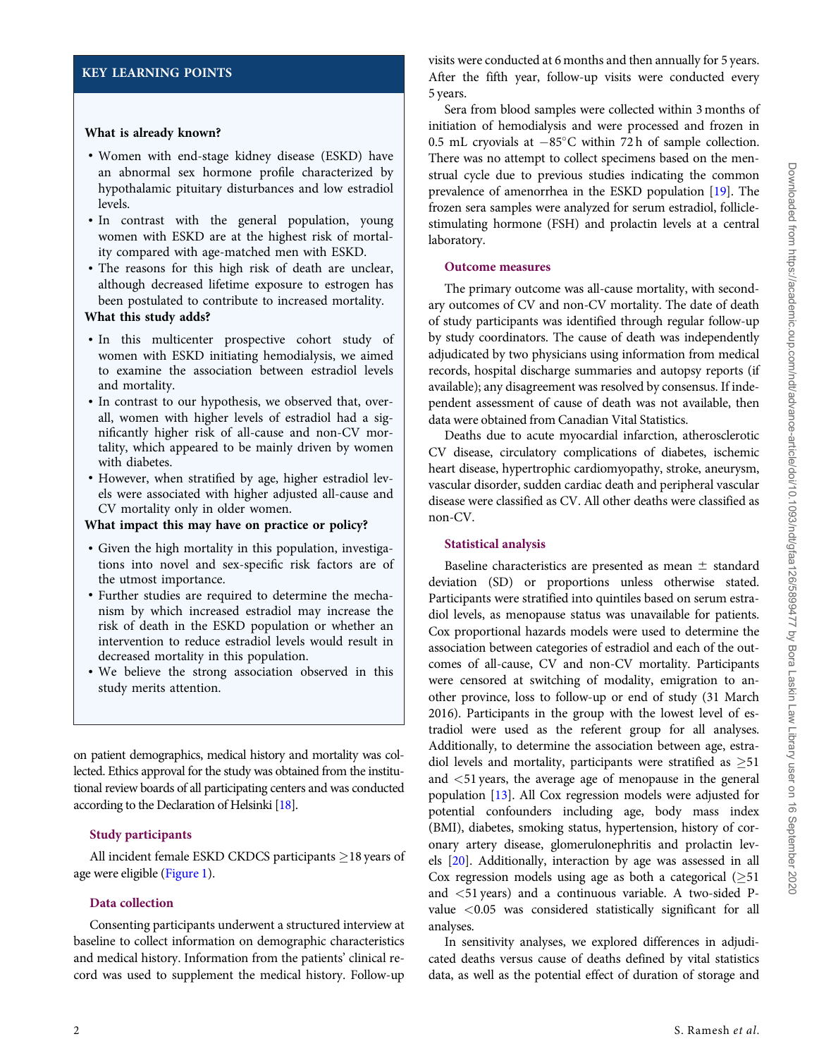## KEY LEARNING POINTS

**What is already known?**

- Women with end-stage kidney disease (ESKD) have an abnormal sex hormone profile characterized by hypothalamic pituitary disturbances and low estradiol levels.
- In contrast with the general population, young women with ESKD are at the highest risk of mortality compared with age-matched men with ESKD.
- The reasons for this high risk of death are unclear, although decreased lifetime exposure to estrogen has been postulated to contribute to increased mortality.

**What this study adds?**

- In this multicenter prospective cohort study of women with ESKD initiating hemodialysis, we aimed to examine the association between estradiol levels and mortality.
- In contrast to our hypothesis, we observed that, overall, women with higher levels of estradiol had a significantly higher risk of all-cause and non-CV mortality, which appeared to be mainly driven by women with diabetes.
- However, when stratified by age, higher estradiol levels were associated with higher adjusted all-cause and CV mortality only in older women.

**What impact this may have on practice or policy?**

- Given the high mortality in this population, investigations into novel and sex-specific risk factors are of the utmost importance.
- Further studies are required to determine the mechanism by which increased estradiol may increase the risk of death in the ESKD population or whether an intervention to reduce estradiol levels would result in decreased mortality in this population.
- We believe the strong association observed in this study merits attention.

on patient demographics, medical history and mortality was collected. Ethics approval for the study was obtained from the institutional review boards of all participating centers and was conducted according to the Declaration of Helsinki [18].

### Study participants

All incident female ESKD CKDCS participants ≥18 years of age were eligible (Figure 1).

### Data collection

Consenting participants underwent a structured interview at baseline to collect information on demographic characteristics and medical history. Information from the patients' clinical record was used to supplement the medical history. Follow-up visits were conducted at 6 months and then annually for 5 years. After the fifth year, follow-up visits were conducted every 5 years.

Sera from blood samples were collected within 3 months of initiation of hemodialysis and were processed and frozen in 0.5 mL cryovials at −85°C within 72 h of sample collection. There was no attempt to collect specimens based on the menstrual cycle due to previous studies indicating the common prevalence of amenorrhea in the ESKD population [19]. The frozen sera samples were analyzed for serum estradiol, follicle-stimulating hormone (FSH) and prolactin levels at a central laboratory.

### Outcome measures

The primary outcome was all-cause mortality, with secondary outcomes of CV and non-CV mortality. The date of death of study participants was identified through regular follow-up by study coordinators. The cause of death was independently adjudicated by two physicians using information from medical records, hospital discharge summaries and autopsy reports (if available); any disagreement was resolved by consensus. If independent assessment of cause of death was not available, then data were obtained from Canadian Vital Statistics.

Deaths due to acute myocardial infarction, atherosclerotic CV disease, circulatory complications of diabetes, ischemic heart disease, hypertrophic cardiomyopathy, stroke, aneurysm, vascular disorder, sudden cardiac death and peripheral vascular disease were classified as CV. All other deaths were classified as non-CV.

### Statistical analysis

Baseline characteristics are presented as mean ± standard deviation (SD) or proportions unless otherwise stated. Participants were stratified into quintiles based on serum estradiol levels, as menopause status was unavailable for patients. Cox proportional hazards models were used to determine the association between categories of estradiol and each of the outcomes of all-cause, CV and non-CV mortality. Participants were censored at switching of modality, emigration to another province, loss to follow-up or end of study (31 March 2016). Participants in the group with the lowest level of estradiol were used as the referent group for all analyses. Additionally, to determine the association between age, estradiol levels and mortality, participants were stratified as ≥51 and <51 years, the average age of menopause in the general population [13]. All Cox regression models were adjusted for potential confounders including age, body mass index (BMI), diabetes, smoking status, hypertension, history of coronary artery disease, glomerulonephritis and prolactin levels [20]. Additionally, interaction by age was assessed in all Cox regression models using age as both a categorical (≥51 and <51 years) and a continuous variable. A two-sided P-value <0.05 was considered statistically significant for all analyses.

In sensitivity analyses, we explored differences in adjudicated deaths versus cause of deaths defined by vital statistics data, as well as the potential effect of duration of storage and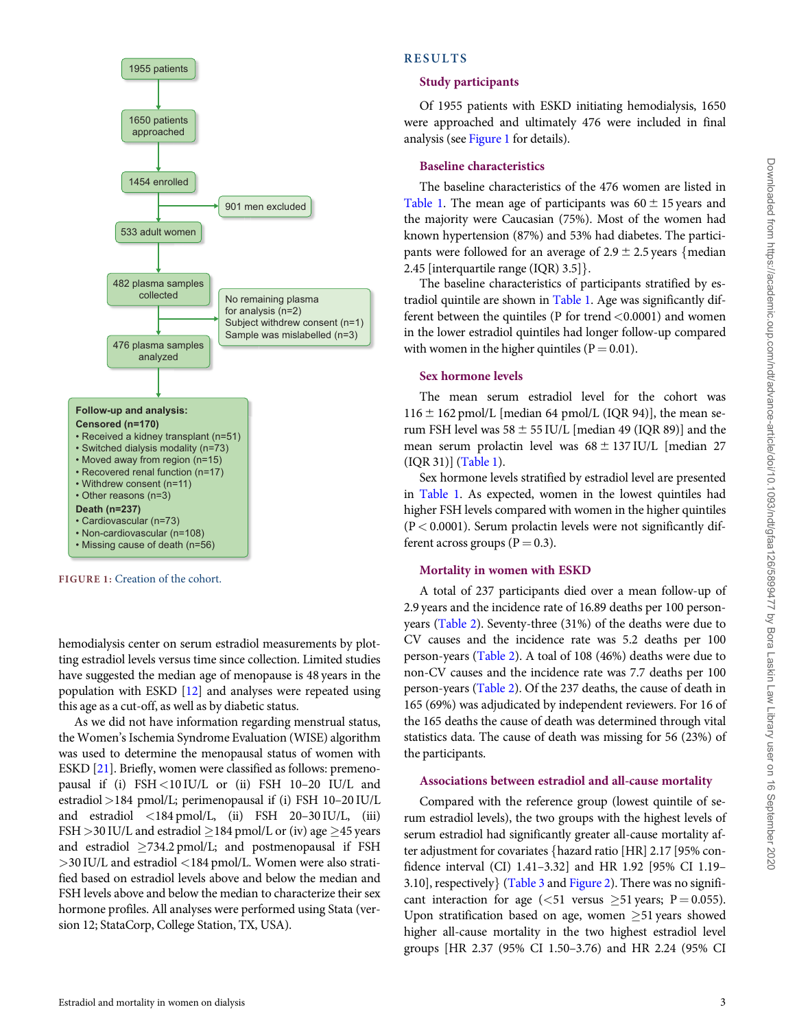1955 patients

1650 patients approached

1454 enrolled

901 men excluded

533 adult women

482 plasma samples collected

No remaining plasma for analysis (n=2)
Subject withdrew consent (n=1)
Sample was mislabelled (n=3)

476 plasma samples analyzed

**Follow-up and analysis:**
**Censored (n=170)**
- Received a kidney transplant (n=51)
- Switched dialysis modality (n=73)
- Moved away from region (n=15)
- Recovered renal function (n=17)
- Withdrew consent (n=11)
- Other reasons (n=3)

**Death (n=237)**
- Cardiovascular (n=73)
- Non-cardiovascular (n=108)
- Missing cause of death (n=56)

FIGURE 1: Creation of the cohort.

hemodialysis center on serum estradiol measurements by plotting estradiol levels versus time since collection. Limited studies have suggested the median age of menopause is 48 years in the population with ESKD [12] and analyses were repeated using this age as a cut-off, as well as by diabetic status.

As we did not have information regarding menstrual status, the Women's Ischemia Syndrome Evaluation (WISE) algorithm was used to determine the menopausal status of women with ESKD [21]. Briefly, women were classified as follows: premenopausal if (i) FSH <10 IU/L or (ii) FSH 10–20 IU/L and estradiol >184 pmol/L; perimenopausal if (i) FSH 10–20 IU/L and estradiol <184 pmol/L, (ii) FSH 20–30 IU/L, (iii) FSH >30 IU/L and estradiol ≥184 pmol/L or (iv) age ≥45 years and estradiol ≥734.2 pmol/L; and postmenopausal if FSH >30 IU/L and estradiol <184 pmol/L. Women were also stratified based on estradiol levels above and below the median and FSH levels above and below the median to characterize their sex hormone profiles. All analyses were performed using Stata (version 12; StataCorp, College Station, TX, USA).

## RESULTS

### Study participants

Of 1955 patients with ESKD initiating hemodialysis, 1650 were approached and ultimately 476 were included in final analysis (see Figure 1 for details).

### Baseline characteristics

The baseline characteristics of the 476 women are listed in Table 1. The mean age of participants was 60 ± 15 years and the majority were Caucasian (75%). Most of the women had known hypertension (87%) and 53% had diabetes. The participants were followed for an average of 2.9 ± 2.5 years {median 2.45 [interquartile range (IQR) 3.5]}.

The baseline characteristics of participants stratified by estradiol quintile are shown in Table 1. Age was significantly different between the quintiles (P for trend <0.0001) and women in the lower estradiol quintiles had longer follow-up compared with women in the higher quintiles (P = 0.01).

### Sex hormone levels

The mean serum estradiol level for the cohort was 116 ± 162 pmol/L [median 64 pmol/L (IQR 94)], the mean serum FSH level was 58 ± 55 IU/L [median 49 (IQR 89)] and the mean serum prolactin level was 68 ± 137 IU/L [median 27 (IQR 31)] (Table 1).

Sex hormone levels stratified by estradiol level are presented in Table 1. As expected, women in the lowest quintiles had higher FSH levels compared with women in the higher quintiles (P < 0.0001). Serum prolactin levels were not significantly different across groups (P = 0.3).

### Mortality in women with ESKD

A total of 237 participants died over a mean follow-up of 2.9 years and the incidence rate of 16.89 deaths per 100 person-years (Table 2). Seventy-three (31%) of the deaths were due to CV causes and the incidence rate was 5.2 deaths per 100 person-years (Table 2). A toal of 108 (46%) deaths were due to non-CV causes and the incidence rate was 7.7 deaths per 100 person-years (Table 2). Of the 237 deaths, the cause of death in 165 (69%) was adjudicated by independent reviewers. For 16 of the 165 deaths the cause of death was determined through vital statistics data. The cause of death was missing for 56 (23%) of the participants.

### Associations between estradiol and all-cause mortality

Compared with the reference group (lowest quintile of serum estradiol levels), the two groups with the highest levels of serum estradiol had significantly greater all-cause mortality after adjustment for covariates {hazard ratio [HR] 2.17 [95% confidence interval (CI) 1.41–3.32] and HR 1.92 [95% CI 1.19–3.10], respectively} (Table 3 and Figure 2). There was no significant interaction for age (<51 versus ≥51 years; P = 0.055). Upon stratification based on age, women ≥51 years showed higher all-cause mortality in the two highest estradiol level groups [HR 2.37 (95% CI 1.50–3.76) and HR 2.24 (95% CI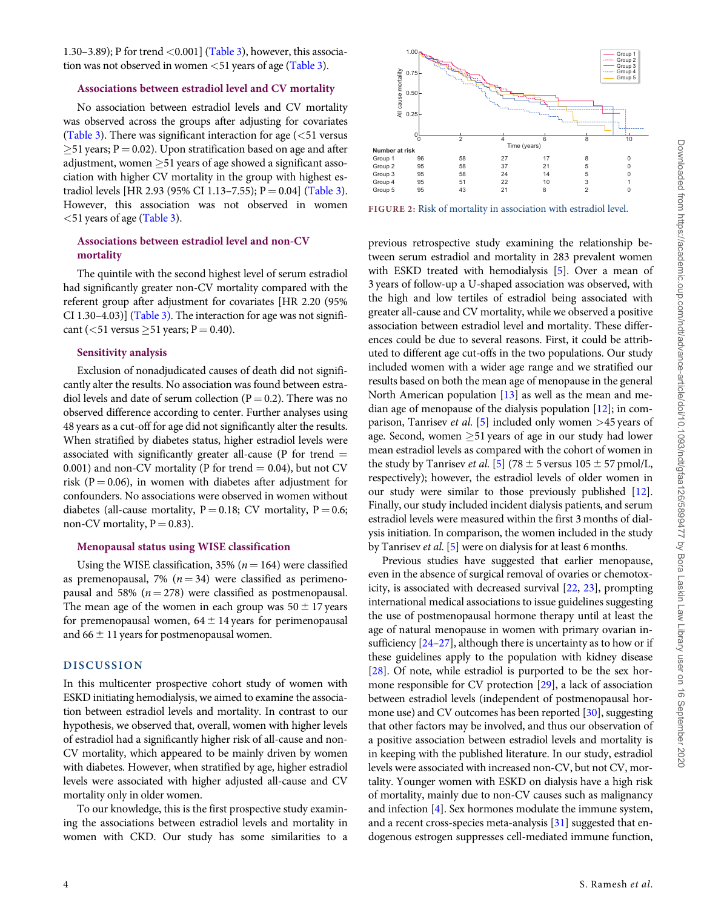1.30–3.89); P for trend <0.001] (Table 3), however, this association was not observed in women <51 years of age (Table 3).

### Associations between estradiol level and CV mortality

No association between estradiol levels and CV mortality was observed across the groups after adjusting for covariates (Table 3). There was significant interaction for age (<51 versus ≥51 years; P = 0.02). Upon stratification based on age and after adjustment, women ≥51 years of age showed a significant association with higher CV mortality in the group with highest estradiol levels [HR 2.93 (95% CI 1.13–7.55); P = 0.04] (Table 3). However, this association was not observed in women <51 years of age (Table 3).

### Associations between estradiol level and non-CV mortality

The quintile with the second highest level of serum estradiol had significantly greater non-CV mortality compared with the referent group after adjustment for covariates [HR 2.20 (95% CI 1.30–4.03)] (Table 3). The interaction for age was not significant (<51 versus ≥51 years; P = 0.40).

### Sensitivity analysis

Exclusion of nonadjudicated causes of death did not significantly alter the results. No association was found between estradiol levels and date of serum collection (P = 0.2). There was no observed difference according to center. Further analyses using 48 years as a cut-off for age did not significantly alter the results. When stratified by diabetes status, higher estradiol levels were associated with significantly greater all-cause (P for trend = 0.001) and non-CV mortality (P for trend = 0.04), but not CV risk (P = 0.06), in women with diabetes after adjustment for confounders. No associations were observed in women without diabetes (all-cause mortality, P = 0.18; CV mortality, P = 0.6; non-CV mortality, P = 0.83).

### Menopausal status using WISE classification

Using the WISE classification, 35% (*n* = 164) were classified as premenopausal, 7% (*n* = 34) were classified as perimenopausal and 58% (*n* = 278) were classified as postmenopausal. The mean age of the women in each group was 50 ± 17 years for premenopausal women, 64 ± 14 years for perimenopausal and 66 ± 11 years for postmenopausal women.

## DISCUSSION

In this multicenter prospective cohort study of women with ESKD initiating hemodialysis, we aimed to examine the association between estradiol levels and mortality. In contrast to our hypothesis, we observed that, overall, women with higher levels of estradiol had a significantly higher risk of all-cause and non-CV mortality, which appeared to be mainly driven by women with diabetes. However, when stratified by age, higher estradiol levels were associated with higher adjusted all-cause and CV mortality only in older women.

To our knowledge, this is the first prospective study examining the associations between estradiol levels and mortality in women with CKD. Our study has some similarities to a previous retrospective study examining the relationship between serum estradiol and mortality in 283 prevalent women with ESKD treated with hemodialysis [5]. Over a mean of 3 years of follow-up a U-shaped association was observed, with the high and low tertiles of estradiol being associated with greater all-cause and CV mortality, while we observed a positive association between estradiol level and mortality. These differences could be due to several reasons. First, it could be attributed to different age cut-offs in the two populations. Our study included women with a wider age range and we stratified our results based on both the mean age of menopause in the general North American population [13] as well as the mean and median age of menopause of the dialysis population [12]; in comparison, Tanrisev *et al.* [5] included only women >45 years of age. Second, women ≥51 years of age in our study had lower mean estradiol levels as compared with the cohort of women in the study by Tanrisev *et al.* [5] (78 ± 5 versus 105 ± 57 pmol/L, respectively); however, the estradiol levels of older women in our study were similar to those previously published [12]. Finally, our study included incident dialysis patients, and serum estradiol levels were measured within the first 3 months of dialysis initiation. In comparison, the women included in the study by Tanrisev *et al.* [5] were on dialysis for at least 6 months.

Previous studies have suggested that earlier menopause, even in the absence of surgical removal of ovaries or chemotoxicity, is associated with decreased survival [22, 23], prompting international medical associations to issue guidelines suggesting the use of postmenopausal hormone therapy until at least the age of natural menopause in women with primary ovarian insufficiency [24–27], although there is uncertainty as to how or if these guidelines apply to the population with kidney disease [28]. Of note, while estradiol is purported to be the sex hormone responsible for CV protection [29], a lack of association between estradiol levels (independent of postmenopausal hormone use) and CV outcomes has been reported [30], suggesting that other factors may be involved, and thus our observation of a positive association between estradiol levels and mortality is in keeping with the published literature. In our study, estradiol levels were associated with increased non-CV, but not CV, mortality. Younger women with ESKD on dialysis have a high risk of mortality, mainly due to non-CV causes such as malignancy and infection [4]. Sex hormones modulate the immune system, and a recent cross-species meta-analysis [31] suggested that endogenous estrogen suppresses cell-mediated immune function,

| Number at risk | 0 | 2 | 4 | 6 | 8 | 10 |
|---|---|---|---|---|---|---|
| Group 1 | 96 | 58 | 27 | 17 | 8 | 0 |
| Group 2 | 95 | 58 | 37 | 21 | 5 | 0 |
| Group 3 | 95 | 58 | 24 | 14 | 5 | 0 |
| Group 4 | 95 | 51 | 22 | 10 | 3 | 1 |
| Group 5 | 95 | 43 | 21 | 8 | 2 | 0 |

**FIGURE 2:** Risk of mortality in association with estradiol level.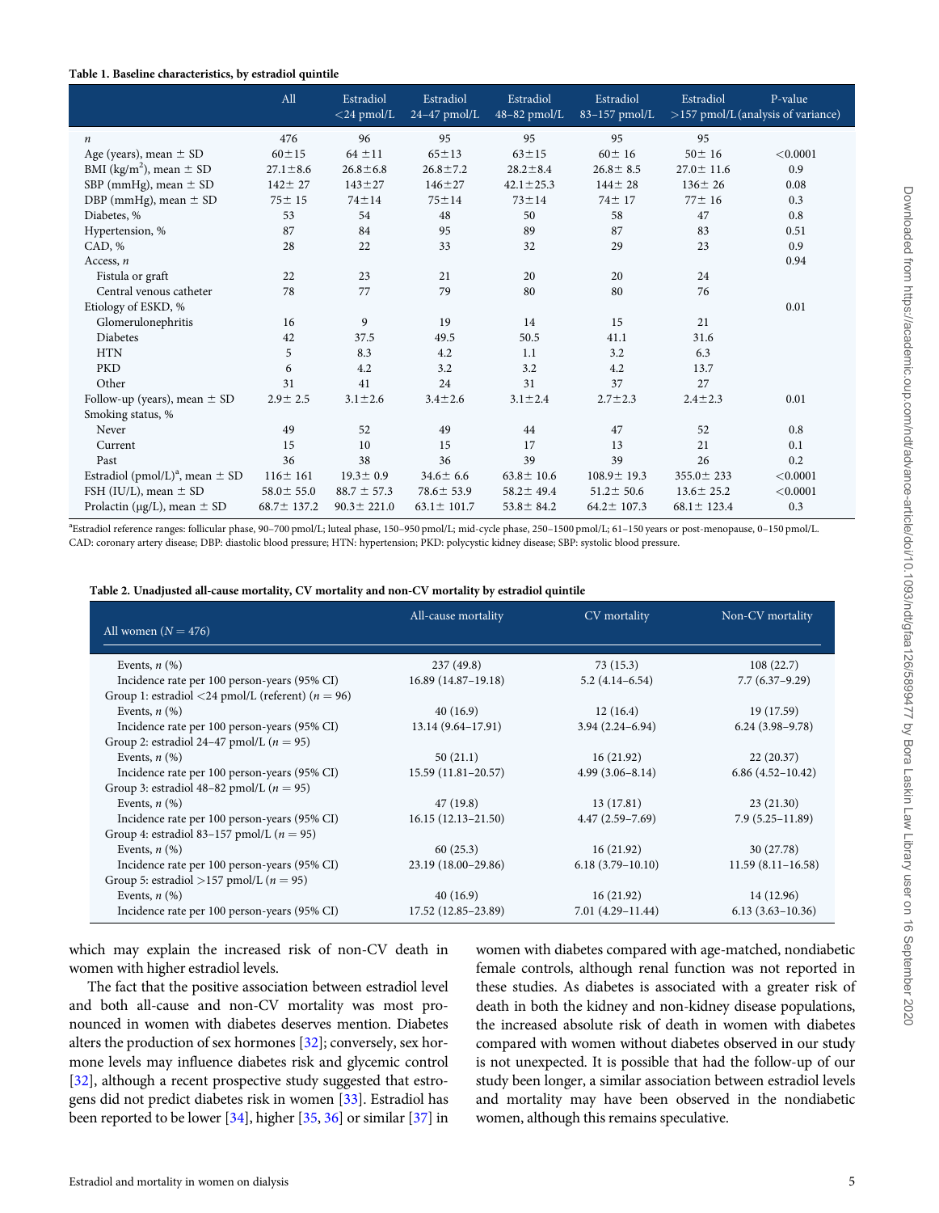**Table 1. Baseline characteristics, by estradiol quintile**

| | All | Estradiol <24 pmol/L | Estradiol 24–47 pmol/L | Estradiol 48–82 pmol/L | Estradiol 83–157 pmol/L | Estradiol >157 pmol/L | P-value (analysis of variance) |
|---|---|---|---|---|---|---|---|
| *n* | 476 | 96 | 95 | 95 | 95 | 95 | |
| Age (years), mean ± SD | 60±15 | 64 ±11 | 65±13 | 63±15 | 60± 16 | 50± 16 | <0.0001 |
| BMI (kg/m$^2$), mean ± SD | 27.1±8.6 | 26.8±6.8 | 26.8±7.2 | 28.2±8.4 | 26.8± 8.5 | 27.0± 11.6 | 0.9 |
| SBP (mmHg), mean ± SD | 142± 27 | 143±27 | 146±27 | 42.1±25.3 | 144± 28 | 136± 26 | 0.08 |
| DBP (mmHg), mean ± SD | 75± 15 | 74±14 | 75±14 | 73±14 | 74± 17 | 77± 16 | 0.3 |
| Diabetes, % | 53 | 54 | 48 | 50 | 58 | 47 | 0.8 |
| Hypertension, % | 87 | 84 | 95 | 89 | 87 | 83 | 0.51 |
| CAD, % | 28 | 22 | 33 | 32 | 29 | 23 | 0.9 |
| Access, *n* | | | | | | | 0.94 |
| Fistula or graft | 22 | 23 | 21 | 20 | 20 | 24 | |
| Central venous catheter | 78 | 77 | 79 | 80 | 80 | 76 | |
| Etiology of ESKD, % | | | | | | | 0.01 |
| Glomerulonephritis | 16 | 9 | 19 | 14 | 15 | 21 | |
| Diabetes | 42 | 37.5 | 49.5 | 50.5 | 41.1 | 31.6 | |
| HTN | 5 | 8.3 | 4.2 | 1.1 | 3.2 | 6.3 | |
| PKD | 6 | 4.2 | 3.2 | 3.2 | 4.2 | 13.7 | |
| Other | 31 | 41 | 24 | 31 | 37 | 27 | |
| Follow-up (years), mean ± SD | 2.9± 2.5 | 3.1±2.6 | 3.4±2.6 | 3.1±2.4 | 2.7±2.3 | 2.4±2.3 | 0.01 |
| Smoking status, % | | | | | | | |
| Never | 49 | 52 | 49 | 44 | 47 | 52 | 0.8 |
| Current | 15 | 10 | 15 | 17 | 13 | 21 | 0.1 |
| Past | 36 | 38 | 36 | 39 | 39 | 26 | 0.2 |
| Estradiol (pmol/L)[a], mean ± SD | 116± 161 | 19.3± 0.9 | 34.6± 6.6 | 63.8± 10.6 | 108.9± 19.3 | 355.0± 233 | <0.0001 |
| FSH (IU/L), mean ± SD | 58.0± 55.0 | 88.7 ± 57.3 | 78.6± 53.9 | 58.2± 49.4 | 51.2± 50.6 | 13.6± 25.2 | <0.0001 |
| Prolactin (µg/L), mean ± SD | 68.7± 137.2 | 90.3± 221.0 | 63.1± 101.7 | 53.8± 84.2 | 64.2± 107.3 | 68.1± 123.4 | 0.3 |

[a]Estradiol reference ranges: follicular phase, 90–700 pmol/L; luteal phase, 150–950 pmol/L; mid-cycle phase, 250–1500 pmol/L; 61–150 years or post-menopause, 0–150 pmol/L.
CAD: coronary artery disease; DBP: diastolic blood pressure; HTN: hypertension; PKD: polycystic kidney disease; SBP: systolic blood pressure.

**Table 2. Unadjusted all-cause mortality, CV mortality and non-CV mortality by estradiol quintile**

| All women (*N* = 476) | All-cause mortality | CV mortality | Non-CV mortality |
|---|---|---|---|
| Events, *n* (%) | 237 (49.8) | 73 (15.3) | 108 (22.7) |
| Incidence rate per 100 person-years (95% CI) | 16.89 (14.87–19.18) | 5.2 (4.14–6.54) | 7.7 (6.37–9.29) |
| Group 1: estradiol <24 pmol/L (referent) (*n* = 96) | | | |
| Events, *n* (%) | 40 (16.9) | 12 (16.4) | 19 (17.59) |
| Incidence rate per 100 person-years (95% CI) | 13.14 (9.64–17.91) | 3.94 (2.24–6.94) | 6.24 (3.98–9.78) |
| Group 2: estradiol 24–47 pmol/L (*n* = 95) | | | |
| Events, *n* (%) | 50 (21.1) | 16 (21.92) | 22 (20.37) |
| Incidence rate per 100 person-years (95% CI) | 15.59 (11.81–20.57) | 4.99 (3.06–8.14) | 6.86 (4.52–10.42) |
| Group 3: estradiol 48–82 pmol/L (*n* = 95) | | | |
| Events, *n* (%) | 47 (19.8) | 13 (17.81) | 23 (21.30) |
| Incidence rate per 100 person-years (95% CI) | 16.15 (12.13–21.50) | 4.47 (2.59–7.69) | 7.9 (5.25–11.89) |
| Group 4: estradiol 83–157 pmol/L (*n* = 95) | | | |
| Events, *n* (%) | 60 (25.3) | 16 (21.92) | 30 (27.78) |
| Incidence rate per 100 person-years (95% CI) | 23.19 (18.00–29.86) | 6.18 (3.79–10.10) | 11.59 (8.11–16.58) |
| Group 5: estradiol >157 pmol/L (*n* = 95) | | | |
| Events, *n* (%) | 40 (16.9) | 16 (21.92) | 14 (12.96) |
| Incidence rate per 100 person-years (95% CI) | 17.52 (12.85–23.89) | 7.01 (4.29–11.44) | 6.13 (3.63–10.36) |

which may explain the increased risk of non-CV death in women with higher estradiol levels.

The fact that the positive association between estradiol level and both all-cause and non-CV mortality was most pronounced in women with diabetes deserves mention. Diabetes alters the production of sex hormones [32]; conversely, sex hormone levels may influence diabetes risk and glycemic control [32], although a recent prospective study suggested that estrogens did not predict diabetes risk in women [33]. Estradiol has been reported to be lower [34], higher [35, 36] or similar [37] in women with diabetes compared with age-matched, nondiabetic female controls, although renal function was not reported in these studies. As diabetes is associated with a greater risk of death in both the kidney and non-kidney disease populations, the increased absolute risk of death in women with diabetes compared with women without diabetes observed in our study is not unexpected. It is possible that had the follow-up of our study been longer, a similar association between estradiol levels and mortality may have been observed in the nondiabetic women, although this remains speculative.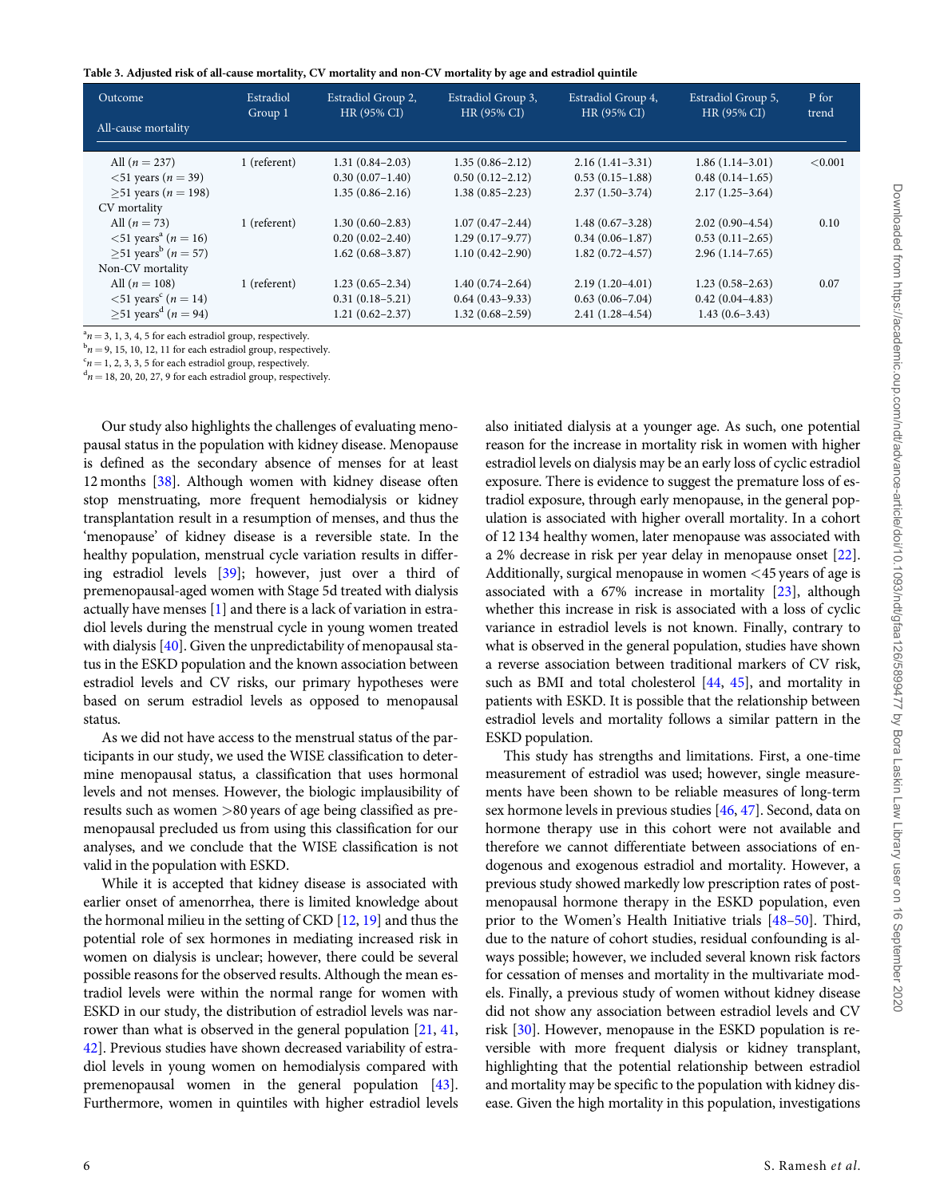**Table 3. Adjusted risk of all-cause mortality, CV mortality and non-CV mortality by age and estradiol quintile**

| Outcome | Estradiol Group 1 | Estradiol Group 2, HR (95% CI) | Estradiol Group 3, HR (95% CI) | Estradiol Group 4, HR (95% CI) | Estradiol Group 5, HR (95% CI) | P for trend |
|---|---|---|---|---|---|---|
| All-cause mortality | | | | | | |
| All ($n = 237$) | 1 (referent) | 1.31 (0.84–2.03) | 1.35 (0.86–2.12) | 2.16 (1.41–3.31) | 1.86 (1.14–3.01) | <0.001 |
| <51 years ($n = 39$) | | 0.30 (0.07–1.40) | 0.50 (0.12–2.12) | 0.53 (0.15–1.88) | 0.48 (0.14–1.65) | |
| ≥51 years ($n = 198$) | | 1.35 (0.86–2.16) | 1.38 (0.85–2.23) | 2.37 (1.50–3.74) | 2.17 (1.25–3.64) | |
| CV mortality | | | | | | |
| All ($n = 73$) | 1 (referent) | 1.30 (0.60–2.83) | 1.07 (0.47–2.44) | 1.48 (0.67–3.28) | 2.02 (0.90–4.54) | 0.10 |
| <51 years[a] ($n = 16$) | | 0.20 (0.02–2.40) | 1.29 (0.17–9.77) | 0.34 (0.06–1.87) | 0.53 (0.11–2.65) | |
| ≥51 years[b] ($n = 57$) | | 1.62 (0.68–3.87) | 1.10 (0.42–2.90) | 1.82 (0.72–4.57) | 2.96 (1.14–7.65) | |
| Non-CV mortality | | | | | | |
| All ($n = 108$) | 1 (referent) | 1.23 (0.65–2.34) | 1.40 (0.74–2.64) | 2.19 (1.20–4.01) | 1.23 (0.58–2.63) | 0.07 |
| <51 years[c] ($n = 14$) | | 0.31 (0.18–5.21) | 0.64 (0.43–9.33) | 0.63 (0.06–7.04) | 0.42 (0.04–4.83) | |
| ≥51 years[d] ($n = 94$) | | 1.21 (0.62–2.37) | 1.32 (0.68–2.59) | 2.41 (1.28–4.54) | 1.43 (0.6–3.43) | |

[a] $n = 3, 1, 3, 4, 5$ for each estradiol group, respectively.
[b] $n = 9, 15, 10, 12, 11$ for each estradiol group, respectively.
[c] $n = 1, 2, 3, 3, 5$ for each estradiol group, respectively.
[d] $n = 18, 20, 20, 27, 9$ for each estradiol group, respectively.

Our study also highlights the challenges of evaluating menopausal status in the population with kidney disease. Menopause is defined as the secondary absence of menses for at least 12 months [38]. Although women with kidney disease often stop menstruating, more frequent hemodialysis or kidney transplantation result in a resumption of menses, and thus the 'menopause' of kidney disease is a reversible state. In the healthy population, menstrual cycle variation results in differing estradiol levels [39]; however, just over a third of premenopausal-aged women with Stage 5d treated with dialysis actually have menses [1] and there is a lack of variation in estradiol levels during the menstrual cycle in young women treated with dialysis [40]. Given the unpredictability of menopausal status in the ESKD population and the known association between estradiol levels and CV risks, our primary hypotheses were based on serum estradiol levels as opposed to menopausal status.

As we did not have access to the menstrual status of the participants in our study, we used the WISE classification to determine menopausal status, a classification that uses hormonal levels and not menses. However, the biologic implausibility of results such as women >80 years of age being classified as premenopausal precluded us from using this classification for our analyses, and we conclude that the WISE classification is not valid in the population with ESKD.

While it is accepted that kidney disease is associated with earlier onset of amenorrhea, there is limited knowledge about the hormonal milieu in the setting of CKD [12, 19] and thus the potential role of sex hormones in mediating increased risk in women on dialysis is unclear; however, there could be several possible reasons for the observed results. Although the mean estradiol levels were within the normal range for women with ESKD in our study, the distribution of estradiol levels was narrower than what is observed in the general population [21, 41, 42]. Previous studies have shown decreased variability of estradiol levels in young women on hemodialysis compared with premenopausal women in the general population [43]. Furthermore, women in quintiles with higher estradiol levels also initiated dialysis at a younger age. As such, one potential reason for the increase in mortality risk in women with higher estradiol levels on dialysis may be an early loss of cyclic estradiol exposure. There is evidence to suggest the premature loss of estradiol exposure, through early menopause, in the general population is associated with higher overall mortality. In a cohort of 12 134 healthy women, later menopause was associated with a 2% decrease in risk per year delay in menopause onset [22]. Additionally, surgical menopause in women <45 years of age is associated with a 67% increase in mortality [23], although whether this increase in risk is associated with a loss of cyclic variance in estradiol levels is not known. Finally, contrary to what is observed in the general population, studies have shown a reverse association between traditional markers of CV risk, such as BMI and total cholesterol [44, 45], and mortality in patients with ESKD. It is possible that the relationship between estradiol levels and mortality follows a similar pattern in the ESKD population.

This study has strengths and limitations. First, a one-time measurement of estradiol was used; however, single measurements have been shown to be reliable measures of long-term sex hormone levels in previous studies [46, 47]. Second, data on hormone therapy use in this cohort were not available and therefore we cannot differentiate between associations of endogenous and exogenous estradiol and mortality. However, a previous study showed markedly low prescription rates of postmenopausal hormone therapy in the ESKD population, even prior to the Women's Health Initiative trials [48–50]. Third, due to the nature of cohort studies, residual confounding is always possible; however, we included several known risk factors for cessation of menses and mortality in the multivariate models. Finally, a previous study of women without kidney disease did not show any association between estradiol levels and CV risk [30]. However, menopause in the ESKD population is reversible with more frequent dialysis or kidney transplant, highlighting that the potential relationship between estradiol and mortality may be specific to the population with kidney disease. Given the high mortality in this population, investigations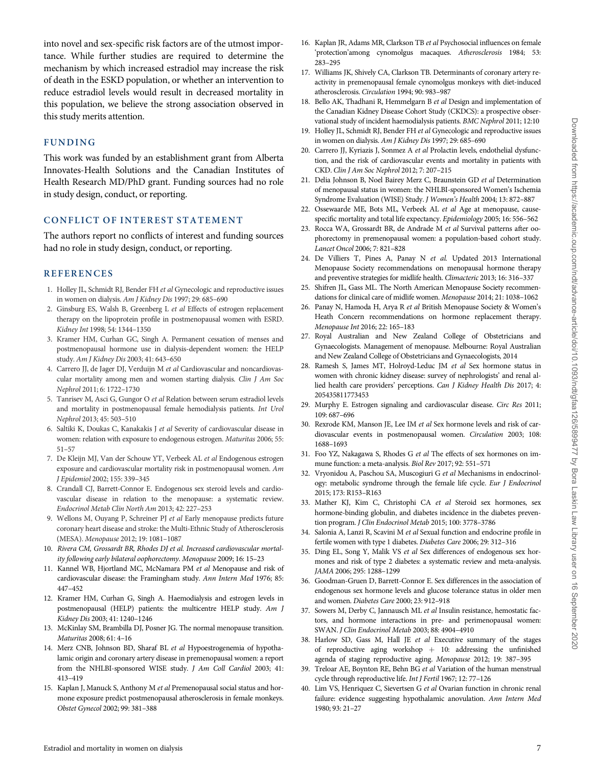into novel and sex-specific risk factors are of the utmost importance. While further studies are required to determine the mechanism by which increased estradiol may increase the risk of death in the ESKD population, or whether an intervention to reduce estradiol levels would result in decreased mortality in this population, we believe the strong association observed in this study merits attention.

## FUNDING

This work was funded by an establishment grant from Alberta Innovates-Health Solutions and the Canadian Institutes of Health Research MD/PhD grant. Funding sources had no role in study design, conduct, or reporting.

## CONFLICT OF INTEREST STATEMENT

The authors report no conflicts of interest and funding sources had no role in study design, conduct, or reporting.

## REFERENCES

1. Holley JL, Schmidt RJ, Bender FH *et al* Gynecologic and reproductive issues in women on dialysis. *Am J Kidney Dis* 1997; 29: 685–690
2. Ginsburg ES, Walsh B, Greenberg L *et al* Effects of estrogen replacement therapy on the lipoprotein profile in postmenopausal women with ESRD. *Kidney Int* 1998; 54: 1344–1350
3. Kramer HM, Curhan GC, Singh A. Permanent cessation of menses and postmenopausal hormone use in dialysis-dependent women: the HELP study. *Am J Kidney Dis* 2003; 41: 643–650
4. Carrero JJ, de Jager DJ, Verduijn M *et al* Cardiovascular and noncardiovascular mortality among men and women starting dialysis. *Clin J Am Soc Nephrol* 2011; 6: 1722–1730
5. Tanrisev M, Asci G, Gungor O *et al* Relation between serum estradiol levels and mortality in postmenopausal female hemodialysis patients. *Int Urol Nephrol* 2013; 45: 503–510
6. Saltiki K, Doukas C, Kanakakis J *et al* Severity of cardiovascular disease in women: relation with exposure to endogenous estrogen. *Maturitas* 2006; 55: 51–57
7. De Kleijn MJ, Van der Schouw YT, Verbeek AL *et al* Endogenous estrogen exposure and cardiovascular mortality risk in postmenopausal women. *Am J Epidemiol* 2002; 155: 339–345
8. Crandall CJ, Barrett-Connor E. Endogenous sex steroid levels and cardiovascular disease in relation to the menopause: a systematic review. *Endocrinol Metab Clin North Am* 2013; 42: 227–253
9. Wellons M, Ouyang P, Schreiner PJ *et al* Early menopause predicts future coronary heart disease and stroke: the Multi-Ethnic Study of Atherosclerosis (MESA). *Menopause* 2012; 19: 1081–1087
10. *Rivera CM, Grossardt BR, Rhodes DJ et al. Increased cardiovascular mortality following early bilateral oophorectomy. Menopause* 2009; 16: 15–23
11. Kannel WB, Hjortland MC, McNamara PM *et al* Menopause and risk of cardiovascular disease: the Framingham study. *Ann Intern Med* 1976; 85: 447–452
12. Kramer HM, Curhan G, Singh A. Haemodialysis and estrogen levels in postmenopausal (HELP) patients: the multicentre HELP study. *Am J Kidney Dis* 2003; 41: 1240–1246
13. McKinlay SM, Brambilla DJ, Posner JG. The normal menopause transition. *Maturitas* 2008; 61: 4–16
14. Merz CNB, Johnson BD, Sharaf BL *et al* Hypoestrogenemia of hypothalamic origin and coronary artery disease in premenopausal women: a report from the NHLBI-sponsored WISE study. *J Am Coll Cardiol* 2003; 41: 413–419
15. Kaplan J, Manuck S, Anthony M *et al* Premenopausal social status and hormone exposure predict postmenopausal atherosclerosis in female monkeys. *Obstet Gynecol* 2002; 99: 381–388
16. Kaplan JR, Adams MR, Clarkson TB *et al* Psychosocial influences on female 'protection'among cynomolgus macaques. *Atherosclerosis* 1984; 53: 283–295
17. Williams JK, Shively CA, Clarkson TB. Determinants of coronary artery reactivity in premenopausal female cynomolgus monkeys with diet-induced atherosclerosis. *Circulation* 1994; 90: 983–987
18. Bello AK, Thadhani R, Hemmelgarn B *et al* Design and implementation of the Canadian Kidney Disease Cohort Study (CKDCS): a prospective observational study of incident haemodialysis patients. *BMC Nephrol* 2011; 12:10
19. Holley JL, Schmidt RJ, Bender FH *et al* Gynecologic and reproductive issues in women on dialysis. *Am J Kidney Dis* 1997; 29: 685–690
20. Carrero JJ, Kyriazis J, Sonmez A *et al* Prolactin levels, endothelial dysfunction, and the risk of cardiovascular events and mortality in patients with CKD. *Clin J Am Soc Nephrol* 2012; 7: 207–215
21. Delia Johnson B, Noel Bairey Merz C, Braunstein GD *et al* Determination of menopausal status in women: the NHLBI-sponsored Women's Ischemia Syndrome Evaluation (WISE) Study. *J Women's Health* 2004; 13: 872–887
22. Ossewaarde ME, Bots ML, Verbeek AL *et al* Age at menopause, cause-specific mortality and total life expectancy. *Epidemiology* 2005; 16: 556–562
23. Rocca WA, Grossardt BR, de Andrade M *et al* Survival patterns after oophorectomy in premenopausal women: a population-based cohort study. *Lancet Oncol* 2006; 7: 821–828
24. De Villiers T, Pines A, Panay N *et al.* Updated 2013 International Menopause Society recommendations on menopausal hormone therapy and preventive strategies for midlife health. *Climacteric* 2013; 16: 316–337
25. Shifren JL, Gass ML. The North American Menopause Society recommendations for clinical care of midlife women. *Menopause* 2014; 21: 1038–1062
26. Panay N, Hamoda H, Arya R *et al* British Menopause Society & Women's Heath Concern recommendations on hormone replacement therapy. *Menopause Int* 2016; 22: 165–183
27. Royal Australian and New Zealand College of Obstetricians and Gynaecologists. Management of menopause. Melbourne: Royal Australian and New Zealand College of Obstetricians and Gynaecologists, 2014
28. Ramesh S, James MT, Holroyd-Leduc JM *et al* Sex hormone status in women with chronic kidney disease: survey of nephrologists' and renal allied health care providers' perceptions. *Can J Kidney Health Dis* 2017; 4: 205435811773453
29. Murphy E. Estrogen signaling and cardiovascular disease. *Circ Res* 2011; 109: 687–696
30. Rexrode KM, Manson JE, Lee IM *et al* Sex hormone levels and risk of cardiovascular events in postmenopausal women. *Circulation* 2003; 108: 1688–1693
31. Foo YZ, Nakagawa S, Rhodes G *et al* The effects of sex hormones on immune function: a meta-analysis. *Biol Rev* 2017; 92: 551–571
32. Vryonidou A, Paschou SA, Muscogiuri G *et al* Mechanisms in endocrinology: metabolic syndrome through the female life cycle. *Eur J Endocrinol* 2015; 173: R153–R163
33. Mather KJ, Kim C, Christophi CA *et al* Steroid sex hormones, sex hormone-binding globulin, and diabetes incidence in the diabetes prevention program. *J Clin Endocrinol Metab* 2015; 100: 3778–3786
34. Salonia A, Lanzi R, Scavini M *et al* Sexual function and endocrine profile in fertile women with type 1 diabetes. *Diabetes Care* 2006; 29: 312–316
35. Ding EL, Song Y, Malik VS *et al* Sex differences of endogenous sex hormones and risk of type 2 diabetes: a systematic review and meta-analysis. *JAMA* 2006; 295: 1288–1299
36. Goodman-Gruen D, Barrett-Connor E. Sex differences in the association of endogenous sex hormone levels and glucose tolerance status in older men and women. *Diabetes Care* 2000; 23: 912–918
37. Sowers M, Derby C, Jannausch ML *et al* Insulin resistance, hemostatic factors, and hormone interactions in pre- and perimenopausal women: SWAN. *J Clin Endocrinol Metab* 2003; 88: 4904–4910
38. Harlow SD, Gass M, Hall JE *et al* Executive summary of the stages of reproductive aging workshop + 10: addressing the unfinished agenda of staging reproductive aging. *Menopause* 2012; 19: 387–395
39. Treloar AE, Boynton RE, Behn BG *et al* Variation of the human menstrual cycle through reproductive life. *Int J Fertil* 1967; 12: 77–126
40. Lim VS, Henriquez C, Sievertsen G *et al* Ovarian function in chronic renal failure: evidence suggesting hypothalamic anovulation. *Ann Intern Med* 1980; 93: 21–27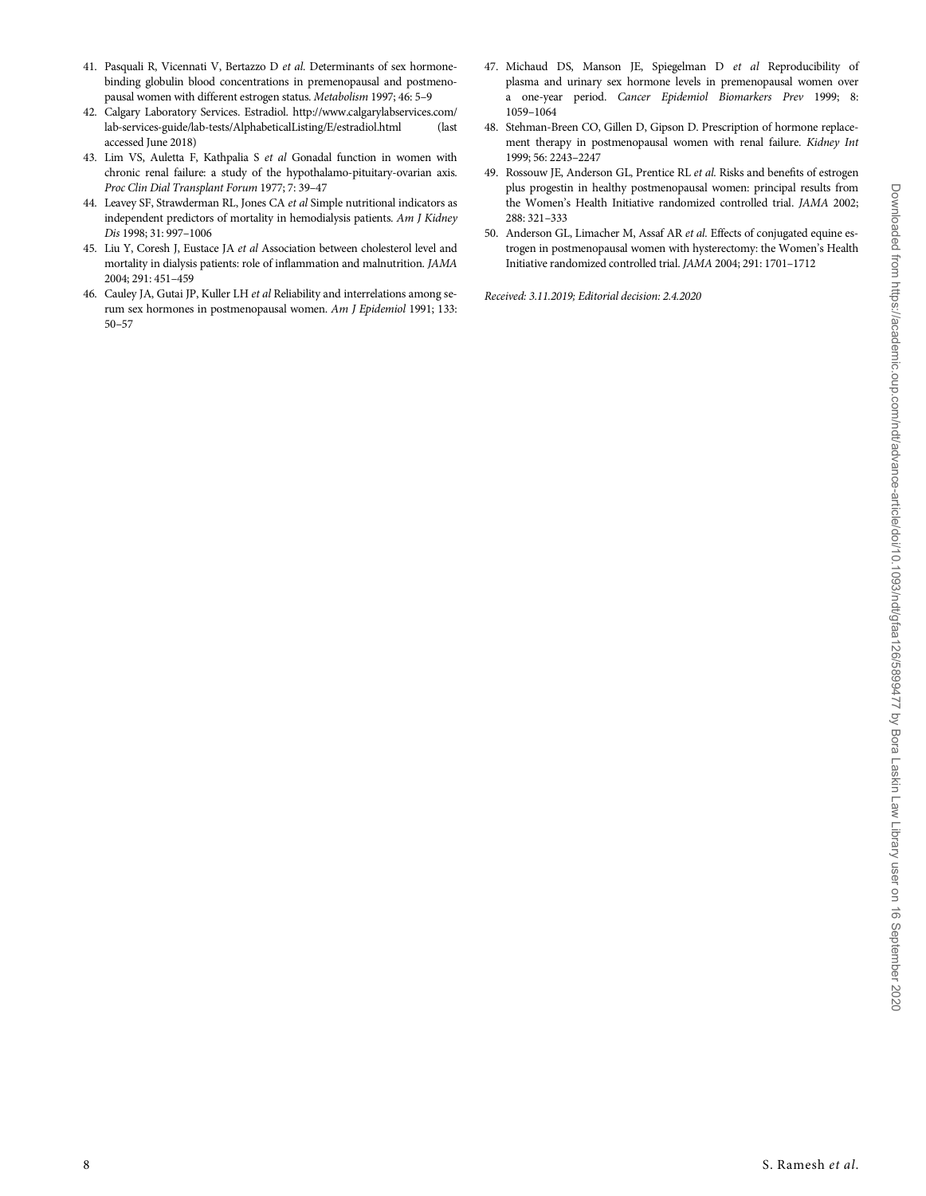41. Pasquali R, Vicennati V, Bertazzo D *et al*. Determinants of sex hormone-binding globulin blood concentrations in premenopausal and postmenopausal women with different estrogen status. *Metabolism* 1997; 46: 5–9
42. Calgary Laboratory Services. Estradiol. http://www.calgarylabservices.com/lab-services-guide/lab-tests/AlphabeticalListing/E/estradiol.html (last accessed June 2018)
43. Lim VS, Auletta F, Kathpalia S *et al* Gonadal function in women with chronic renal failure: a study of the hypothalamo-pituitary-ovarian axis. *Proc Clin Dial Transplant Forum* 1977; 7: 39–47
44. Leavey SF, Strawderman RL, Jones CA *et al* Simple nutritional indicators as independent predictors of mortality in hemodialysis patients. *Am J Kidney Dis* 1998; 31: 997–1006
45. Liu Y, Coresh J, Eustace JA *et al* Association between cholesterol level and mortality in dialysis patients: role of inflammation and malnutrition. *JAMA* 2004; 291: 451–459
46. Cauley JA, Gutai JP, Kuller LH *et al* Reliability and interrelations among serum sex hormones in postmenopausal women. *Am J Epidemiol* 1991; 133: 50–57
47. Michaud DS, Manson JE, Spiegelman D *et al* Reproducibility of plasma and urinary sex hormone levels in premenopausal women over a one-year period. *Cancer Epidemiol Biomarkers Prev* 1999; 8: 1059–1064
48. Stehman-Breen CO, Gillen D, Gipson D. Prescription of hormone replacement therapy in postmenopausal women with renal failure. *Kidney Int* 1999; 56: 2243–2247
49. Rossouw JE, Anderson GL, Prentice RL *et al*. Risks and benefits of estrogen plus progestin in healthy postmenopausal women: principal results from the Women's Health Initiative randomized controlled trial. *JAMA* 2002; 288: 321–333
50. Anderson GL, Limacher M, Assaf AR *et al*. Effects of conjugated equine estrogen in postmenopausal women with hysterectomy: the Women's Health Initiative randomized controlled trial. *JAMA* 2004; 291: 1701–1712

*Received: 3.11.2019; Editorial decision: 2.4.2020*